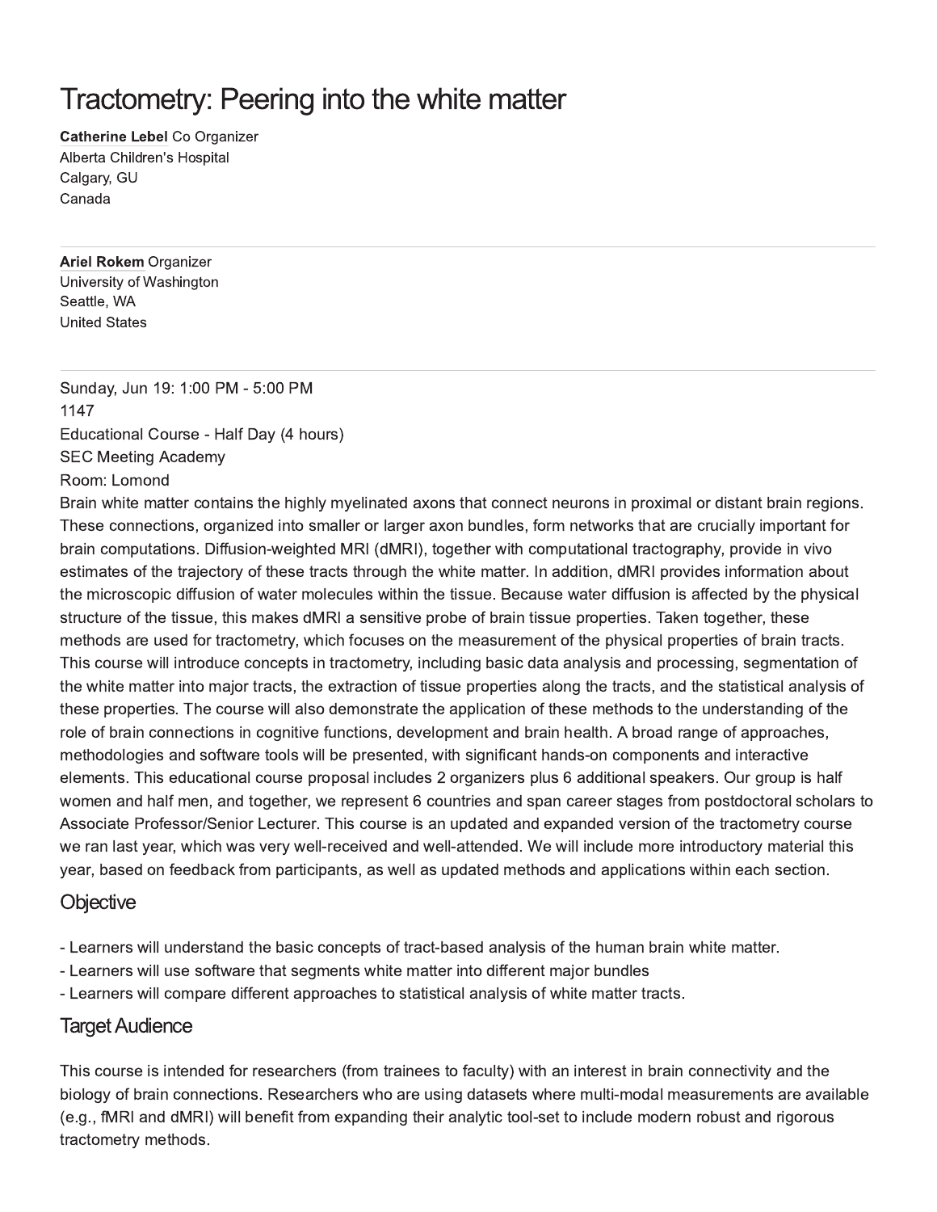# Tractometry: Peering into the white matter

**Catherine Lebel** Co Organizer
Alberta Children's Hospital
Calgary, GU
Canada

---

**Ariel Rokem** Organizer
University of Washington
Seattle, WA
United States

---

Sunday, Jun 19: 1:00 PM - 5:00 PM
1147
Educational Course - Half Day (4 hours)
SEC Meeting Academy
Room: Lomond

Brain white matter contains the highly myelinated axons that connect neurons in proximal or distant brain regions. These connections, organized into smaller or larger axon bundles, form networks that are crucially important for brain computations. Diffusion-weighted MRI (dMRI), together with computational tractography, provide in vivo estimates of the trajectory of these tracts through the white matter. In addition, dMRI provides information about the microscopic diffusion of water molecules within the tissue. Because water diffusion is affected by the physical structure of the tissue, this makes dMRI a sensitive probe of brain tissue properties. Taken together, these methods are used for tractometry, which focuses on the measurement of the physical properties of brain tracts. This course will introduce concepts in tractometry, including basic data analysis and processing, segmentation of the white matter into major tracts, the extraction of tissue properties along the tracts, and the statistical analysis of these properties. The course will also demonstrate the application of these methods to the understanding of the role of brain connections in cognitive functions, development and brain health. A broad range of approaches, methodologies and software tools will be presented, with significant hands-on components and interactive elements. This educational course proposal includes 2 organizers plus 6 additional speakers. Our group is half women and half men, and together, we represent 6 countries and span career stages from postdoctoral scholars to Associate Professor/Senior Lecturer. This course is an updated and expanded version of the tractometry course we ran last year, which was very well-received and well-attended. We will include more introductory material this year, based on feedback from participants, as well as updated methods and applications within each section.

## Objective

- Learners will understand the basic concepts of tract-based analysis of the human brain white matter.
- Learners will use software that segments white matter into different major bundles
- Learners will compare different approaches to statistical analysis of white matter tracts.

## Target Audience

This course is intended for researchers (from trainees to faculty) with an interest in brain connectivity and the biology of brain connections. Researchers who are using datasets where multi-modal measurements are available (e.g., fMRI and dMRI) will benefit from expanding their analytic tool-set to include modern robust and rigorous tractometry methods.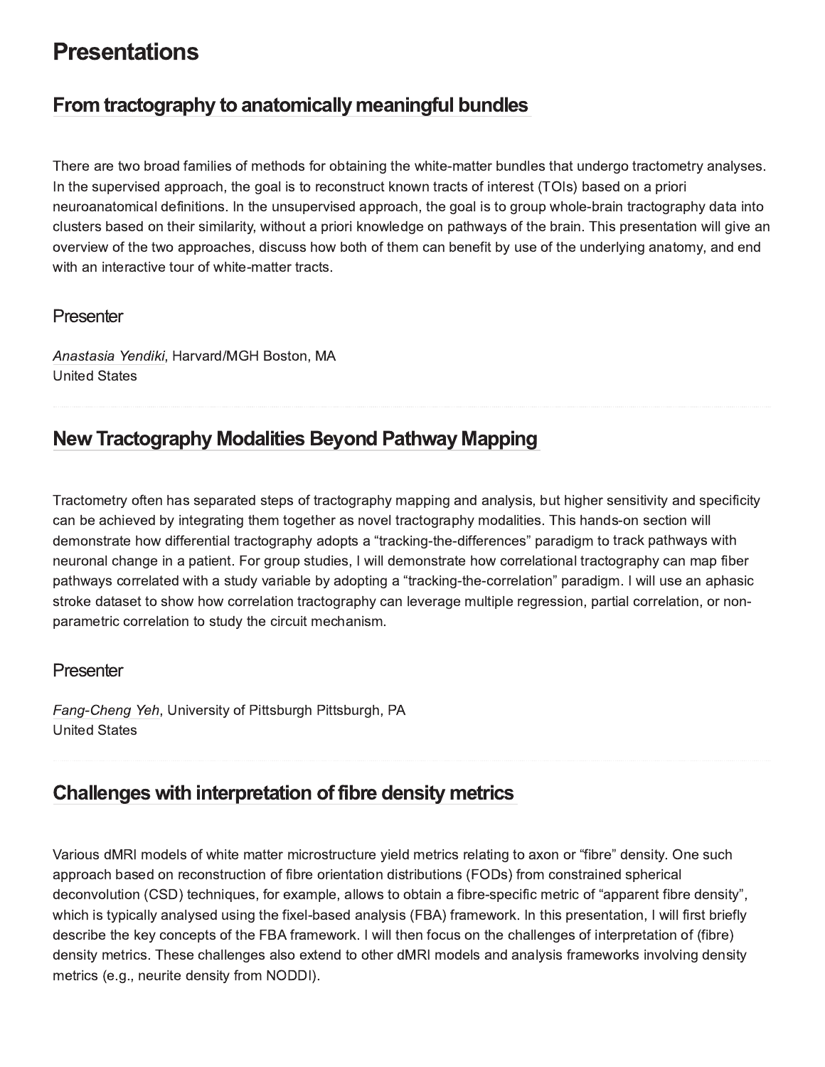# Presentations

## From tractography to anatomically meaningful bundles

There are two broad families of methods for obtaining the white-matter bundles that undergo tractometry analyses. In the supervised approach, the goal is to reconstruct known tracts of interest (TOIs) based on a priori neuroanatomical definitions. In the unsupervised approach, the goal is to group whole-brain tractography data into clusters based on their similarity, without a priori knowledge on pathways of the brain. This presentation will give an overview of the two approaches, discuss how both of them can benefit by use of the underlying anatomy, and end with an interactive tour of white-matter tracts.

### Presenter

*Anastasia Yendiki*, Harvard/MGH Boston, MA
United States

---

## New Tractography Modalities Beyond Pathway Mapping

Tractometry often has separated steps of tractography mapping and analysis, but higher sensitivity and specificity can be achieved by integrating them together as novel tractography modalities. This hands-on section will demonstrate how differential tractography adopts a "tracking-the-differences" paradigm to track pathways with neuronal change in a patient. For group studies, I will demonstrate how correlational tractography can map fiber pathways correlated with a study variable by adopting a "tracking-the-correlation" paradigm. I will use an aphasic stroke dataset to show how correlation tractography can leverage multiple regression, partial correlation, or non-parametric correlation to study the circuit mechanism.

### Presenter

*Fang-Cheng Yeh*, University of Pittsburgh Pittsburgh, PA
United States

---

## Challenges with interpretation of fibre density metrics

Various dMRI models of white matter microstructure yield metrics relating to axon or "fibre" density. One such approach based on reconstruction of fibre orientation distributions (FODs) from constrained spherical deconvolution (CSD) techniques, for example, allows to obtain a fibre-specific metric of "apparent fibre density", which is typically analysed using the fixel-based analysis (FBA) framework. In this presentation, I will first briefly describe the key concepts of the FBA framework. I will then focus on the challenges of interpretation of (fibre) density metrics. These challenges also extend to other dMRI models and analysis frameworks involving density metrics (e.g., neurite density from NODDI).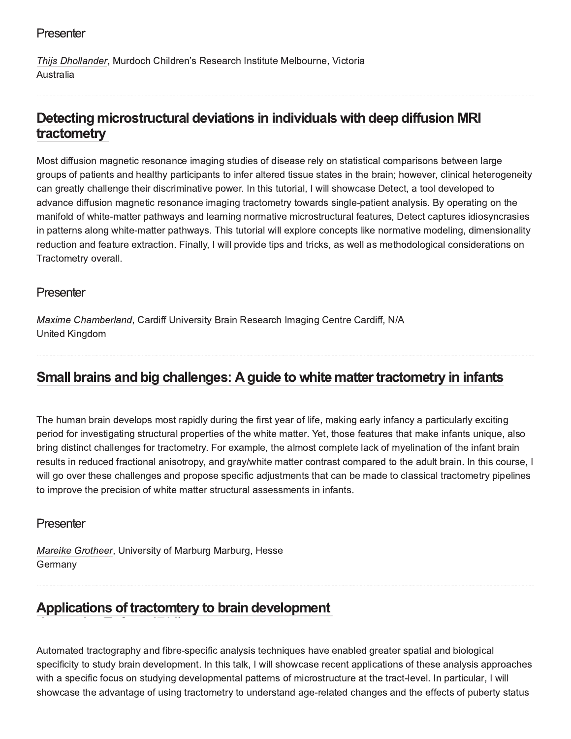## Presenter

*Thijs Dhollander*, Murdoch Children's Research Institute Melbourne, Victoria
Australia

## Detecting microstructural deviations in individuals with deep diffusion MRI tractometry

Most diffusion magnetic resonance imaging studies of disease rely on statistical comparisons between large groups of patients and healthy participants to infer altered tissue states in the brain; however, clinical heterogeneity can greatly challenge their discriminative power. In this tutorial, I will showcase Detect, a tool developed to advance diffusion magnetic resonance imaging tractometry towards single-patient analysis. By operating on the manifold of white-matter pathways and learning normative microstructural features, Detect captures idiosyncrasies in patterns along white-matter pathways. This tutorial will explore concepts like normative modeling, dimensionality reduction and feature extraction. Finally, I will provide tips and tricks, as well as methodological considerations on Tractometry overall.

## Presenter

*Maxime Chamberland*, Cardiff University Brain Research Imaging Centre Cardiff, N/A
United Kingdom

## Small brains and big challenges: A guide to white matter tractometry in infants

The human brain develops most rapidly during the first year of life, making early infancy a particularly exciting period for investigating structural properties of the white matter. Yet, those features that make infants unique, also bring distinct challenges for tractometry. For example, the almost complete lack of myelination of the infant brain results in reduced fractional anisotropy, and gray/white matter contrast compared to the adult brain. In this course, I will go over these challenges and propose specific adjustments that can be made to classical tractometry pipelines to improve the precision of white matter structural assessments in infants.

## Presenter

*Mareike Grotheer*, University of Marburg Marburg, Hesse
Germany

## Applications of tractomtery to brain development

Automated tractography and fibre-specific analysis techniques have enabled greater spatial and biological specificity to study brain development. In this talk, I will showcase recent applications of these analysis approaches with a specific focus on studying developmental patterns of microstructure at the tract-level. In particular, I will showcase the advantage of using tractometry to understand age-related changes and the effects of puberty status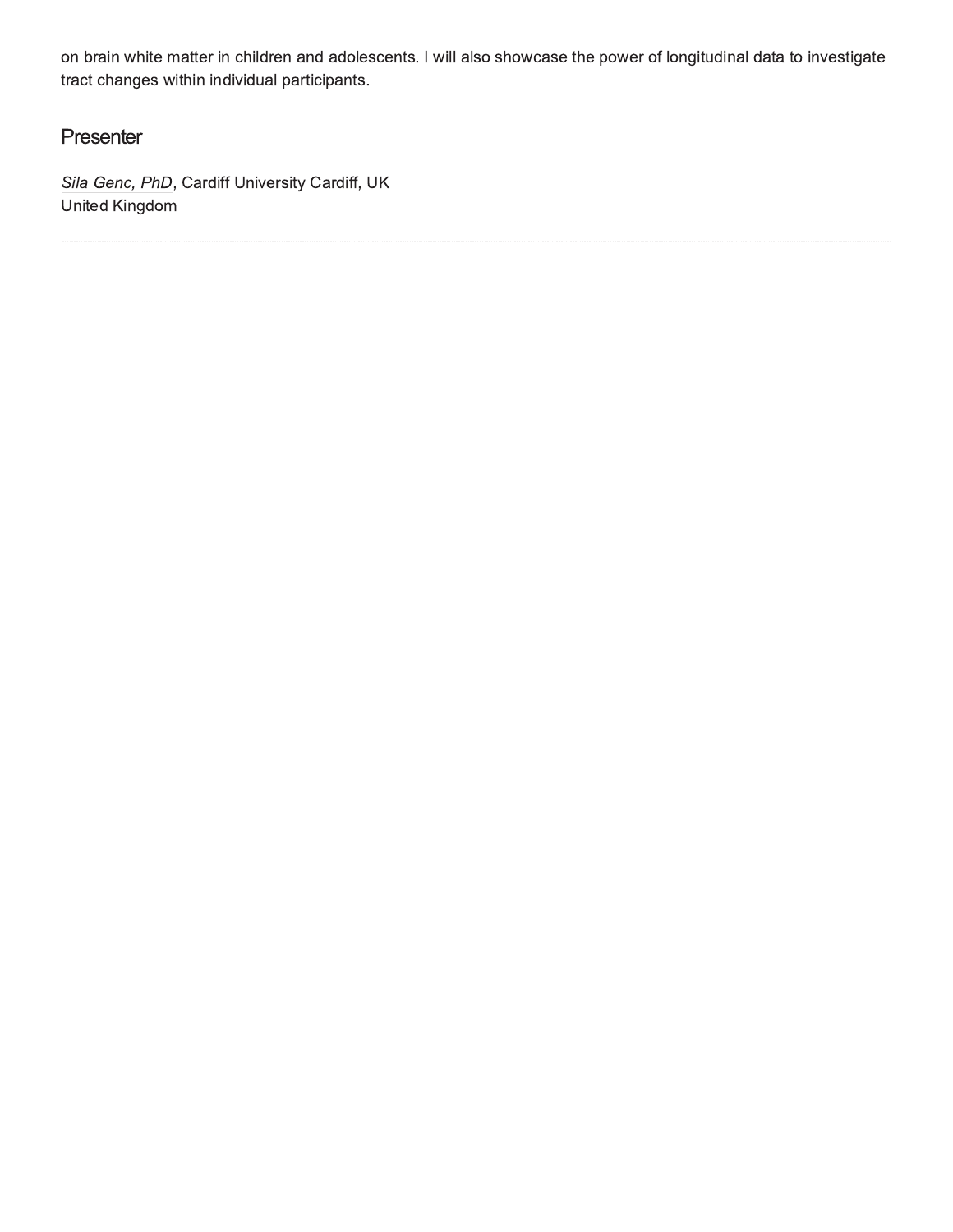on brain white matter in children and adolescents. I will also showcase the power of longitudinal data to investigate tract changes within individual participants.

## Presenter

*Sila Genc, PhD*, Cardiff University Cardiff, UK
United Kingdom